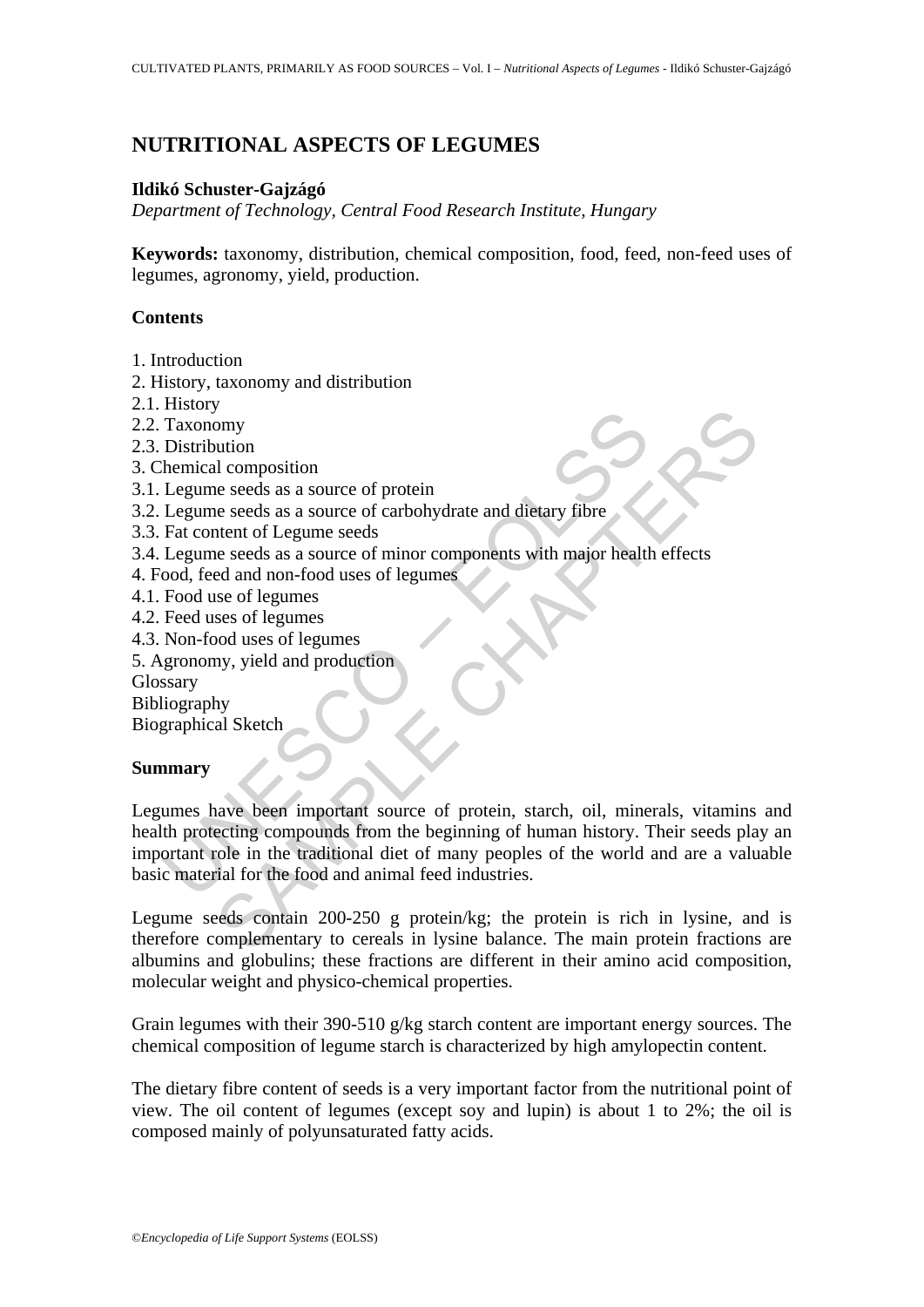# NUTRITIONAL ASPECTS OF LEGUMES

**Ildikó Schuster-Gajzágó**

*Department of Technology, Central Food Research Institute, Hungary*

**Keywords:** taxonomy, distribution, chemical composition, food, feed, non-feed uses of legumes, agronomy, yield, production.

## Contents

1. Introduction
2. History, taxonomy and distribution
2.1. History
2.2. Taxonomy
2.3. Distribution
3. Chemical composition
3.1. Legume seeds as a source of protein
3.2. Legume seeds as a source of carbohydrate and dietary fibre
3.3. Fat content of Legume seeds
3.4. Legume seeds as a source of minor components with major health effects
4. Food, feed and non-food uses of legumes
4.1. Food use of legumes
4.2. Feed uses of legumes
4.3. Non-food uses of legumes
5. Agronomy, yield and production

Glossary

Bibliography

Biographical Sketch

## Summary

Legumes have been important source of protein, starch, oil, minerals, vitamins and health protecting compounds from the beginning of human history. Their seeds play an important role in the traditional diet of many peoples of the world and are a valuable basic material for the food and animal feed industries.

Legume seeds contain 200-250 g protein/kg; the protein is rich in lysine, and is therefore complementary to cereals in lysine balance. The main protein fractions are albumins and globulins; these fractions are different in their amino acid composition, molecular weight and physico-chemical properties.

Grain legumes with their 390-510 g/kg starch content are important energy sources. The chemical composition of legume starch is characterized by high amylopectin content.

The dietary fibre content of seeds is a very important factor from the nutritional point of view. The oil content of legumes (except soy and lupin) is about 1 to 2%; the oil is composed mainly of polyunsaturated fatty acids.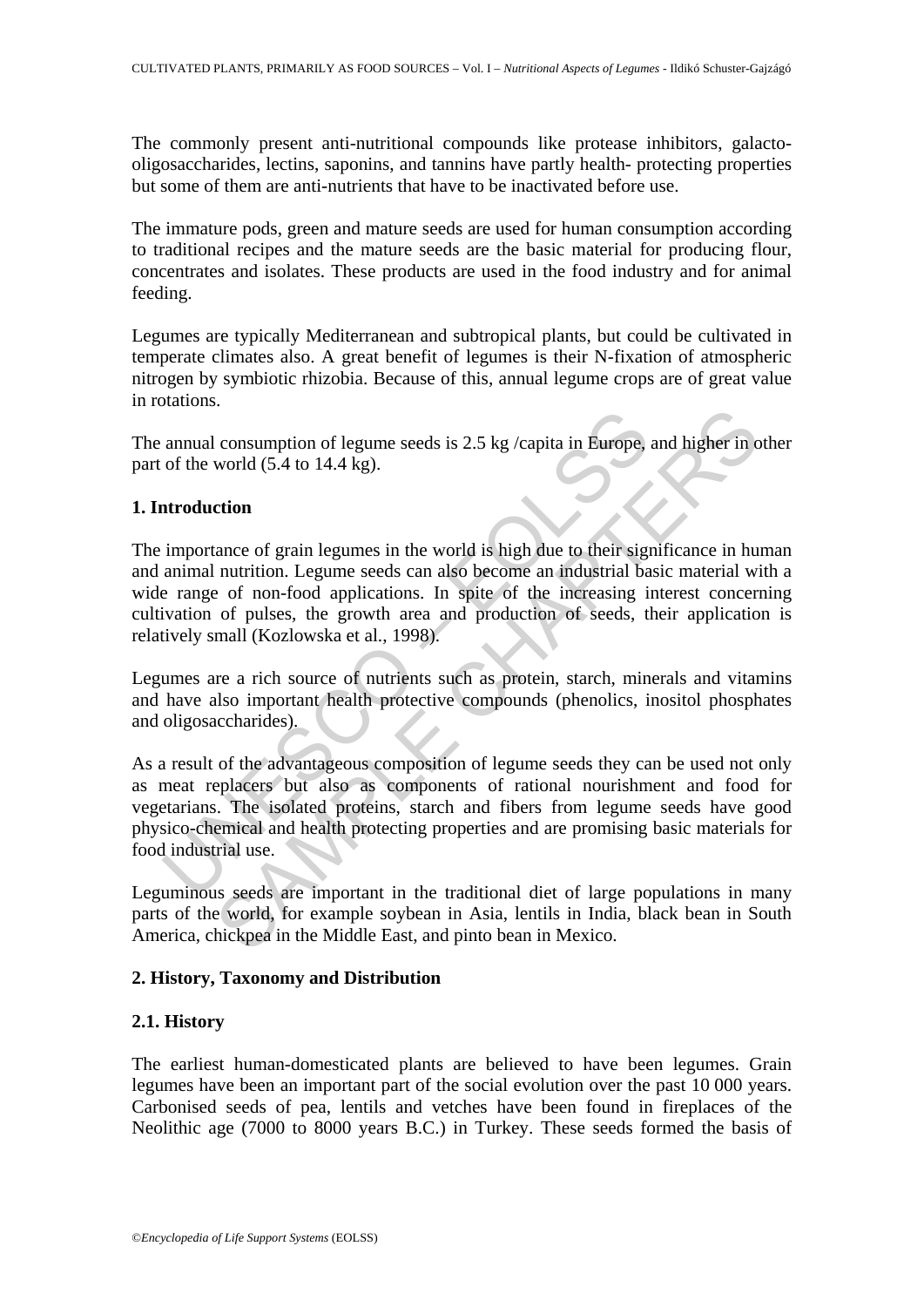The commonly present anti-nutritional compounds like protease inhibitors, galacto-oligosaccharides, lectins, saponins, and tannins have partly health- protecting properties but some of them are anti-nutrients that have to be inactivated before use.

The immature pods, green and mature seeds are used for human consumption according to traditional recipes and the mature seeds are the basic material for producing flour, concentrates and isolates. These products are used in the food industry and for animal feeding.

Legumes are typically Mediterranean and subtropical plants, but could be cultivated in temperate climates also. A great benefit of legumes is their N-fixation of atmospheric nitrogen by symbiotic rhizobia. Because of this, annual legume crops are of great value in rotations.

The annual consumption of legume seeds is 2.5 kg /capita in Europe, and higher in other part of the world (5.4 to 14.4 kg).

## 1. Introduction

The importance of grain legumes in the world is high due to their significance in human and animal nutrition. Legume seeds can also become an industrial basic material with a wide range of non-food applications. In spite of the increasing interest concerning cultivation of pulses, the growth area and production of seeds, their application is relatively small (Kozlowska et al., 1998).

Legumes are a rich source of nutrients such as protein, starch, minerals and vitamins and have also important health protective compounds (phenolics, inositol phosphates and oligosaccharides).

As a result of the advantageous composition of legume seeds they can be used not only as meat replacers but also as components of rational nourishment and food for vegetarians. The isolated proteins, starch and fibers from legume seeds have good physico-chemical and health protecting properties and are promising basic materials for food industrial use.

Leguminous seeds are important in the traditional diet of large populations in many parts of the world, for example soybean in Asia, lentils in India, black bean in South America, chickpea in the Middle East, and pinto bean in Mexico.

## 2. History, Taxonomy and Distribution

### 2.1. History

The earliest human-domesticated plants are believed to have been legumes. Grain legumes have been an important part of the social evolution over the past 10 000 years. Carbonised seeds of pea, lentils and vetches have been found in fireplaces of the Neolithic age (7000 to 8000 years B.C.) in Turkey. These seeds formed the basis of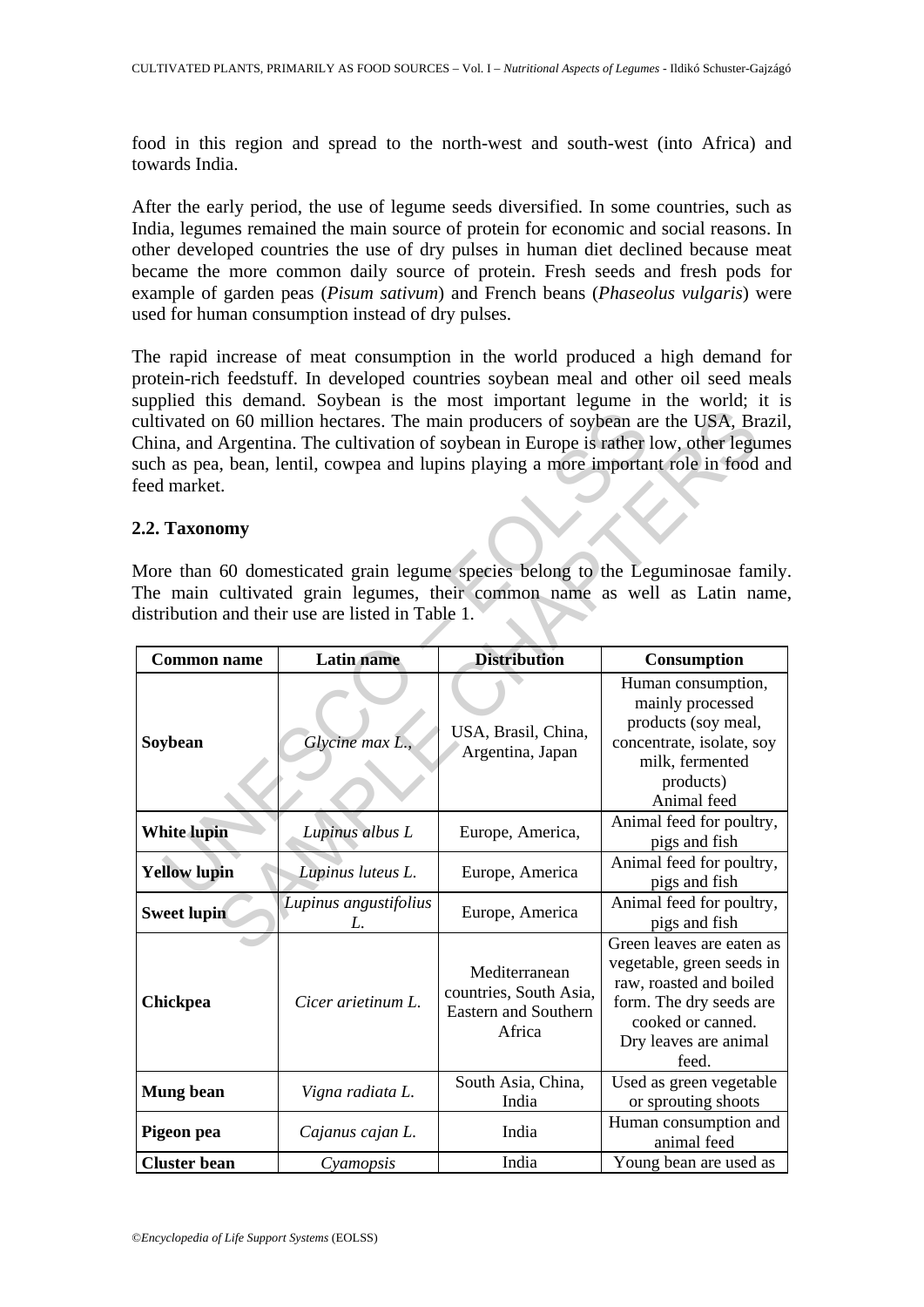food in this region and spread to the north-west and south-west (into Africa) and towards India.

After the early period, the use of legume seeds diversified. In some countries, such as India, legumes remained the main source of protein for economic and social reasons. In other developed countries the use of dry pulses in human diet declined because meat became the more common daily source of protein. Fresh seeds and fresh pods for example of garden peas (*Pisum sativum*) and French beans (*Phaseolus vulgaris*) were used for human consumption instead of dry pulses.

The rapid increase of meat consumption in the world produced a high demand for protein-rich feedstuff. In developed countries soybean meal and other oil seed meals supplied this demand. Soybean is the most important legume in the world; it is cultivated on 60 million hectares. The main producers of soybean are the USA, Brazil, China, and Argentina. The cultivation of soybean in Europe is rather low, other legumes such as pea, bean, lentil, cowpea and lupins playing a more important role in food and feed market.

## 2.2. Taxonomy

More than 60 domesticated grain legume species belong to the Leguminosae family. The main cultivated grain legumes, their common name as well as Latin name, distribution and their use are listed in Table 1.

| Common name | Latin name | Distribution | Consumption |
|---|---|---|---|
| **Soybean** | *Glycine max L.,* | USA, Brasil, China, Argentina, Japan | Human consumption, mainly processed products (soy meal, concentrate, isolate, soy milk, fermented products) Animal feed |
| **White lupin** | *Lupinus albus L* | Europe, America, | Animal feed for poultry, pigs and fish |
| **Yellow lupin** | *Lupinus luteus L.* | Europe, America | Animal feed for poultry, pigs and fish |
| **Sweet lupin** | *Lupinus angustifolius L.* | Europe, America | Animal feed for poultry, pigs and fish |
| **Chickpea** | *Cicer arietinum L.* | Mediterranean countries, South Asia, Eastern and Southern Africa | Green leaves are eaten as vegetable, green seeds in raw, roasted and boiled form. The dry seeds are cooked or canned. Dry leaves are animal feed. |
| **Mung bean** | *Vigna radiata L.* | South Asia, China, India | Used as green vegetable or sprouting shoots |
| **Pigeon pea** | *Cajanus cajan L.* | India | Human consumption and animal feed |
| **Cluster bean** | *Cyamopsis* | India | Young bean are used as |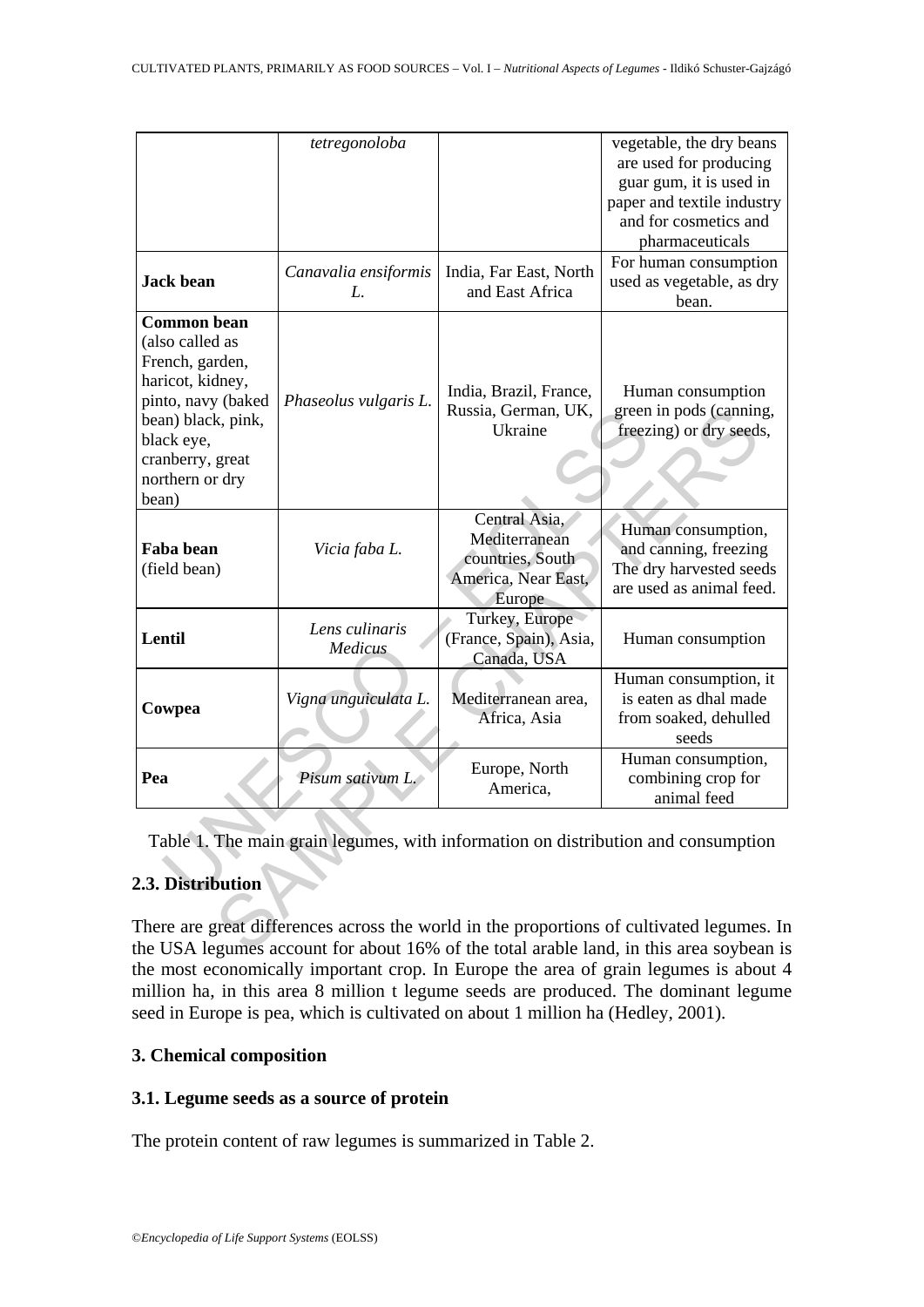|  | *tetregonoloba* |  | vegetable, the dry beans are used for producing guar gum, it is used in paper and textile industry and for cosmetics and pharmaceuticals |
|---|---|---|---|
| **Jack bean** | *Canavalia ensiformis* L. | India, Far East, North and East Africa | For human consumption used as vegetable, as dry bean. |
| **Common bean** (also called as French, garden, haricot, kidney, pinto, navy (baked bean) black, pink, black eye, cranberry, great northern or dry bean) | *Phaseolus vulgaris* L. | India, Brazil, France, Russia, German, UK, Ukraine | Human consumption green in pods (canning, freezing) or dry seeds, |
| **Faba bean** (field bean) | *Vicia faba* L. | Central Asia, Mediterranean countries, South America, Near East, Europe | Human consumption, and canning, freezing The dry harvested seeds are used as animal feed. |
| **Lentil** | *Lens culinaris* Medicus | Turkey, Europe (France, Spain), Asia, Canada, USA | Human consumption |
| **Cowpea** | *Vigna unguiculata* L. | Mediterranean area, Africa, Asia | Human consumption, it is eaten as dhal made from soaked, dehulled seeds |
| **Pea** | *Pisum sativum* L. | Europe, North America, | Human consumption, combining crop for animal feed |

Table 1. The main grain legumes, with information on distribution and consumption

### 2.3. Distribution

There are great differences across the world in the proportions of cultivated legumes. In the USA legumes account for about 16% of the total arable land, in this area soybean is the most economically important crop. In Europe the area of grain legumes is about 4 million ha, in this area 8 million t legume seeds are produced. The dominant legume seed in Europe is pea, which is cultivated on about 1 million ha (Hedley, 2001).

## 3. Chemical composition

### 3.1. Legume seeds as a source of protein

The protein content of raw legumes is summarized in Table 2.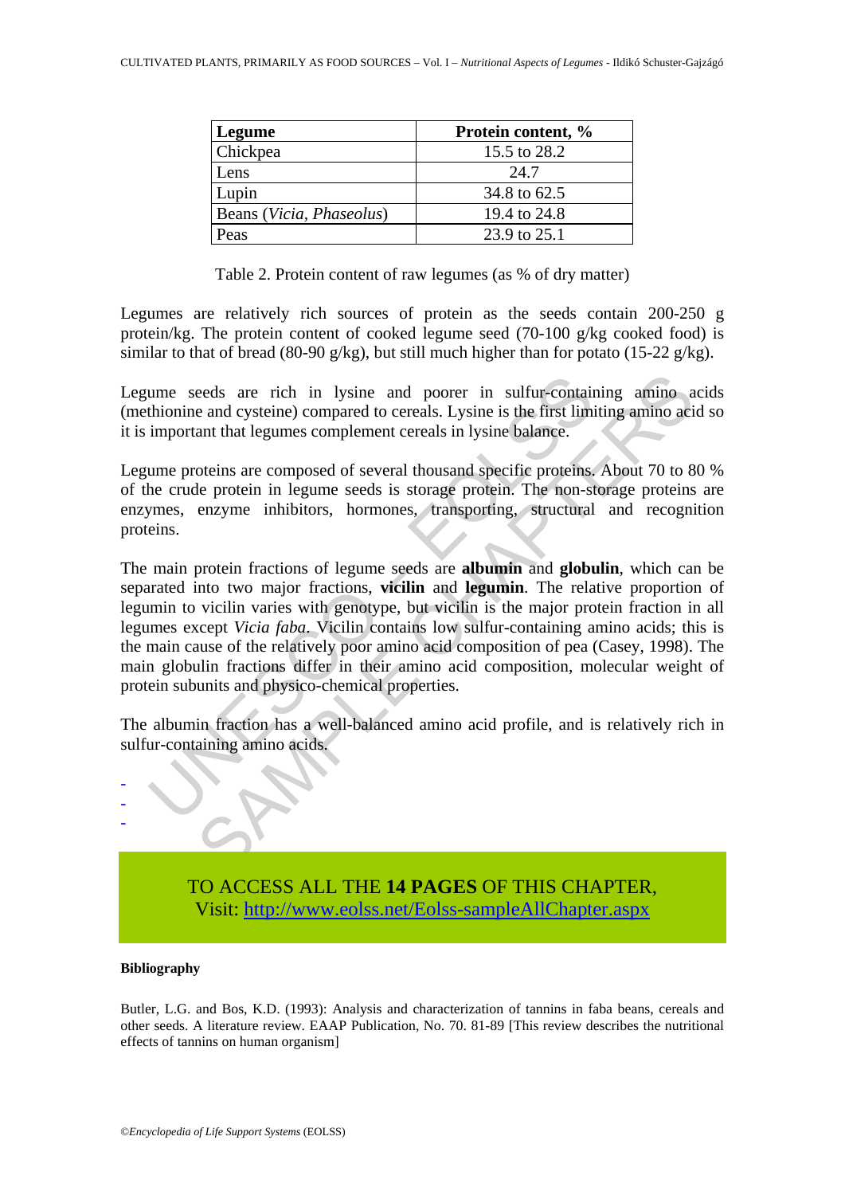| Legume | Protein content, % |
|---|---|
| Chickpea | 15.5 to 28.2 |
| Lens | 24.7 |
| Lupin | 34.8 to 62.5 |
| Beans (*Vicia*, *Phaseolus*) | 19.4 to 24.8 |
| Peas | 23.9 to 25.1 |

Table 2. Protein content of raw legumes (as % of dry matter)

Legumes are relatively rich sources of protein as the seeds contain 200-250 g protein/kg. The protein content of cooked legume seed (70-100 g/kg cooked food) is similar to that of bread (80-90 g/kg), but still much higher than for potato (15-22 g/kg).

Legume seeds are rich in lysine and poorer in sulfur-containing amino acids (methionine and cysteine) compared to cereals. Lysine is the first limiting amino acid so it is important that legumes complement cereals in lysine balance.

Legume proteins are composed of several thousand specific proteins. About 70 to 80 % of the crude protein in legume seeds is storage protein. The non-storage proteins are enzymes, enzyme inhibitors, hormones, transporting, structural and recognition proteins.

The main protein fractions of legume seeds are **albumin** and **globulin**, which can be separated into two major fractions, **vicilin** and **legumin**. The relative proportion of legumin to vicilin varies with genotype, but vicilin is the major protein fraction in all legumes except *Vicia faba*. Vicilin contains low sulfur-containing amino acids; this is the main cause of the relatively poor amino acid composition of pea (Casey, 1998). The main globulin fractions differ in their amino acid composition, molecular weight of protein subunits and physico-chemical properties.

The albumin fraction has a well-balanced amino acid profile, and is relatively rich in sulfur-containing amino acids.

-
-
-

TO ACCESS ALL THE **14 PAGES** OF THIS CHAPTER,
Visit: http://www.eolss.net/Eolss-sampleAllChapter.aspx

#### Bibliography

Butler, L.G. and Bos, K.D. (1993): Analysis and characterization of tannins in faba beans, cereals and other seeds. A literature review. EAAP Publication, No. 70. 81-89 [This review describes the nutritional effects of tannins on human organism]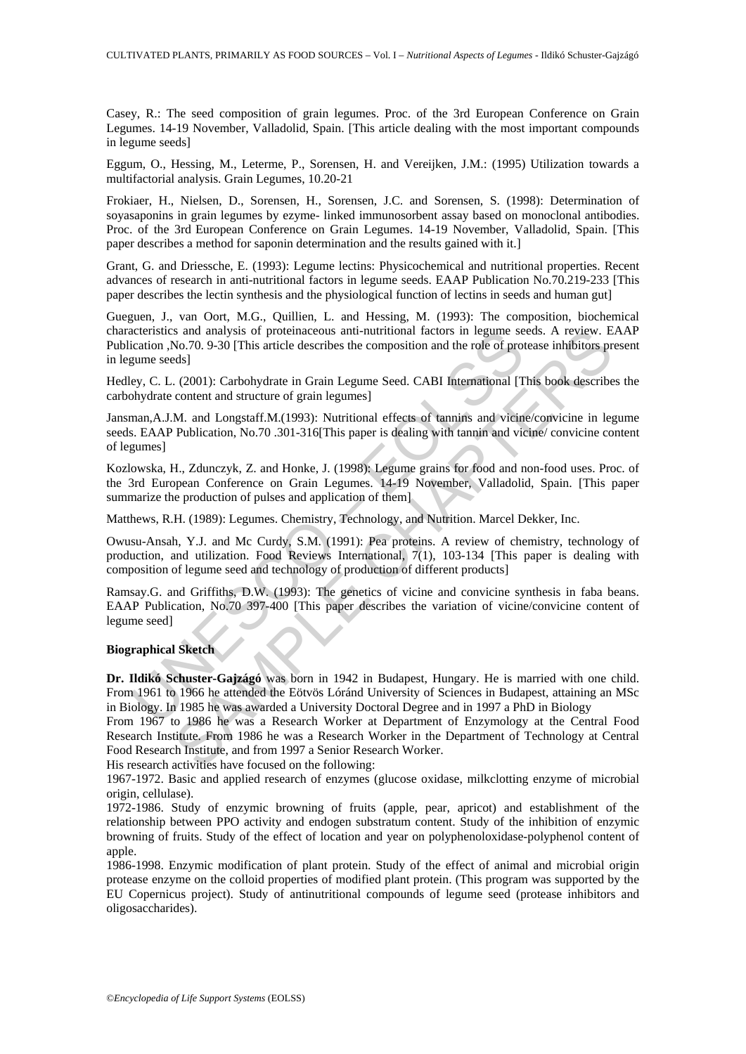Casey, R.: The seed composition of grain legumes. Proc. of the 3rd European Conference on Grain Legumes. 14-19 November, Valladolid, Spain. [This article dealing with the most important compounds in legume seeds]

Eggum, O., Hessing, M., Leterme, P., Sorensen, H. and Vereijken, J.M.: (1995) Utilization towards a multifactorial analysis. Grain Legumes, 10.20-21

Frokiaer, H., Nielsen, D., Sorensen, H., Sorensen, J.C. and Sorensen, S. (1998): Determination of soyasaponins in grain legumes by ezyme- linked immunosorbent assay based on monoclonal antibodies. Proc. of the 3rd European Conference on Grain Legumes. 14-19 November, Valladolid, Spain. [This paper describes a method for saponin determination and the results gained with it.]

Grant, G. and Driessche, E. (1993): Legume lectins: Physicochemical and nutritional properties. Recent advances of research in anti-nutritional factors in legume seeds. EAAP Publication No.70.219-233 [This paper describes the lectin synthesis and the physiological function of lectins in seeds and human gut]

Gueguen, J., van Oort, M.G., Quillien, L. and Hessing, M. (1993): The composition, biochemical characteristics and analysis of proteinaceous anti-nutritional factors in legume seeds. A review. EAAP Publication ,No.70. 9-30 [This article describes the composition and the role of protease inhibitors present in legume seeds]

Hedley, C. L. (2001): Carbohydrate in Grain Legume Seed. CABI International [This book describes the carbohydrate content and structure of grain legumes]

Jansman,A.J.M. and Longstaff.M.(1993): Nutritional effects of tannins and vicine/convicine in legume seeds. EAAP Publication, No.70 .301-316[This paper is dealing with tannin and vicine/ convicine content of legumes]

Kozlowska, H., Zdunczyk, Z. and Honke, J. (1998): Legume grains for food and non-food uses. Proc. of the 3rd European Conference on Grain Legumes. 14-19 November, Valladolid, Spain. [This paper summarize the production of pulses and application of them]

Matthews, R.H. (1989): Legumes. Chemistry, Technology, and Nutrition. Marcel Dekker, Inc.

Owusu-Ansah, Y.J. and Mc Curdy, S.M. (1991): Pea proteins. A review of chemistry, technology of production, and utilization. Food Reviews International, 7(1), 103-134 [This paper is dealing with composition of legume seed and technology of production of different products]

Ramsay.G. and Griffiths, D.W. (1993): The genetics of vicine and convicine synthesis in faba beans. EAAP Publication, No.70 397-400 [This paper describes the variation of vicine/convicine content of legume seed]

**Biographical Sketch**

**Dr. Ildikó Schuster-Gajzágó** was born in 1942 in Budapest, Hungary. He is married with one child. From 1961 to 1966 he attended the Eötvös Lóránd University of Sciences in Budapest, attaining an MSc in Biology. In 1985 he was awarded a University Doctoral Degree and in 1997 a PhD in Biology

From 1967 to 1986 he was a Research Worker at Department of Enzymology at the Central Food Research Institute. From 1986 he was a Research Worker in the Department of Technology at Central Food Research Institute, and from 1997 a Senior Research Worker.

His research activities have focused on the following:

1967-1972. Basic and applied research of enzymes (glucose oxidase, milkclotting enzyme of microbial origin, cellulase).

1972-1986. Study of enzymic browning of fruits (apple, pear, apricot) and establishment of the relationship between PPO activity and endogen substratum content. Study of the inhibition of enzymic browning of fruits. Study of the effect of location and year on polyphenoloxidase-polyphenol content of apple.

1986-1998. Enzymic modification of plant protein. Study of the effect of animal and microbial origin protease enzyme on the colloid properties of modified plant protein. (This program was supported by the EU Copernicus project). Study of antinutritional compounds of legume seed (protease inhibitors and oligosaccharides).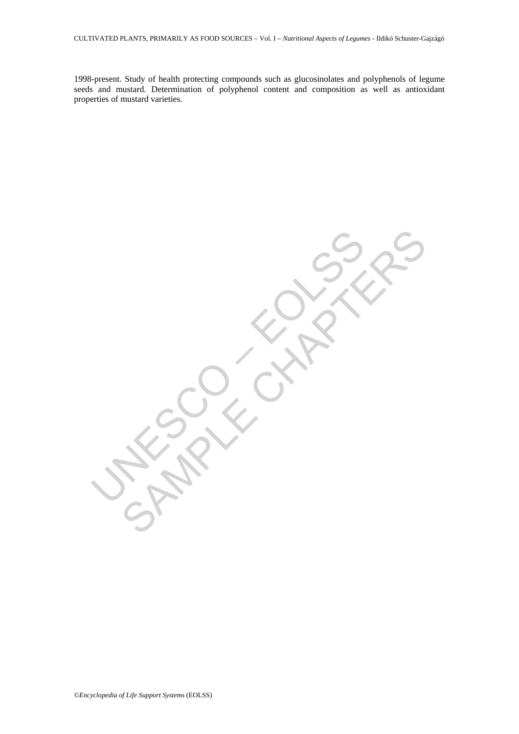1998-present. Study of health protecting compounds such as glucosinolates and polyphenols of legume seeds and mustard. Determination of polyphenol content and composition as well as antioxidant properties of mustard varieties.